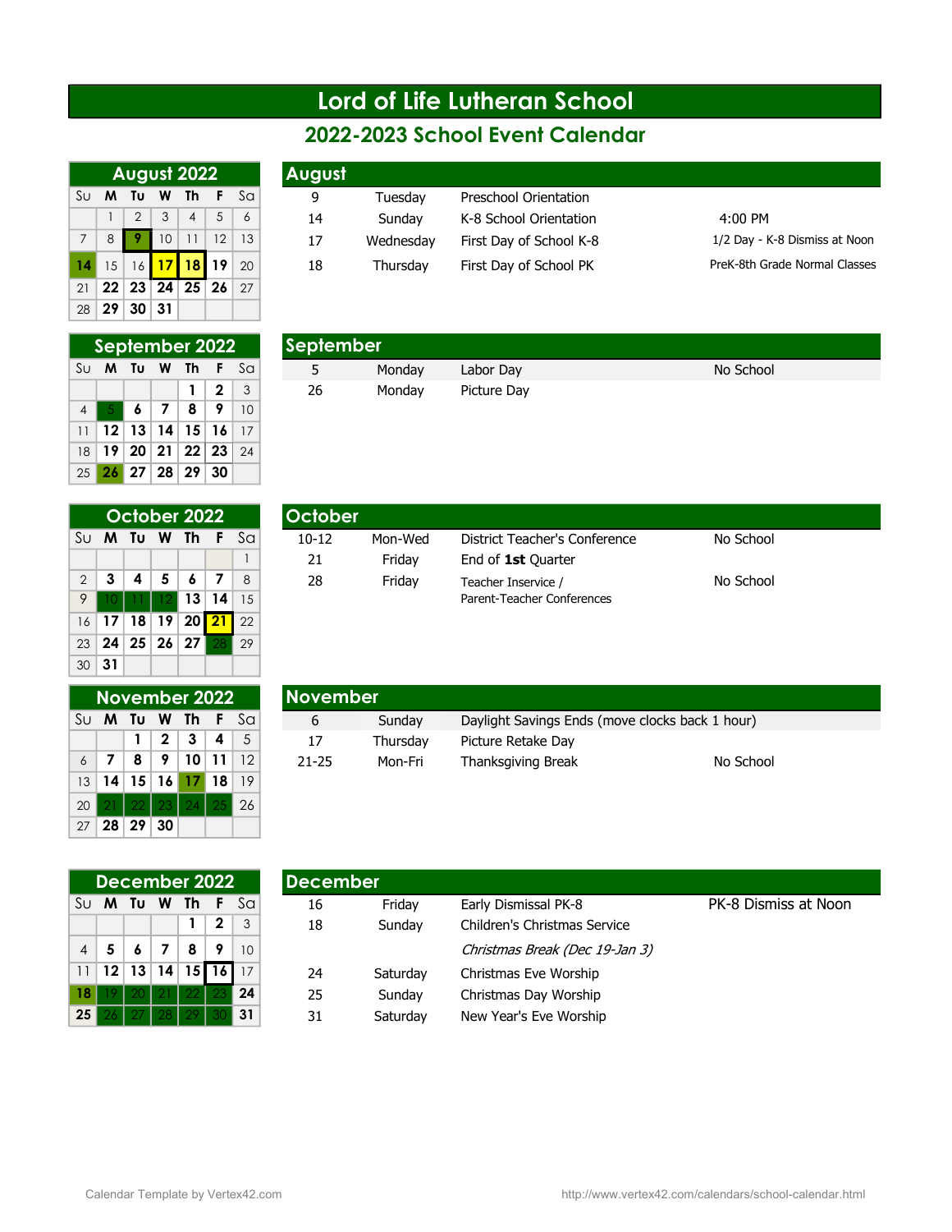# Lord of Life Lutheran School

## 2022-2023 School Event Calendar

### August 2022

| Su | M | Tu | W | Th | F | Sa |
|---|---|---|---|---|---|---|
| | 1 | 2 | 3 | 4 | 5 | 6 |
| 7 | 8 | 9 | 10 | 11 | 12 | 13 |
| 14 | 15 | 16 | 17 | 18 | 19 | 20 |
| 21 | 22 | 23 | 24 | 25 | 26 | 27 |
| 28 | 29 | 30 | 31 | | | |

### August

| | | | |
|---|---|---|---|
| 9 | Tuesday | Preschool Orientation | |
| 14 | Sunday | K-8 School Orientation | 4:00 PM |
| 17 | Wednesday | First Day of School K-8 | 1/2 Day - K-8 Dismiss at Noon |
| 18 | Thursday | First Day of School PK | PreK-8th Grade Normal Classes |

### September 2022

| Su | M | Tu | W | Th | F | Sa |
|---|---|---|---|---|---|---|
| | | | | 1 | 2 | 3 |
| 4 | 5 | 6 | 7 | 8 | 9 | 10 |
| 11 | 12 | 13 | 14 | 15 | 16 | 17 |
| 18 | 19 | 20 | 21 | 22 | 23 | 24 |
| 25 | 26 | 27 | 28 | 29 | 30 | |

### September

| | | | |
|---|---|---|---|
| 5 | Monday | Labor Day | No School |
| 26 | Monday | Picture Day | |

### October 2022

| Su | M | Tu | W | Th | F | Sa |
|---|---|---|---|---|---|---|
| | | | | | | 1 |
| 2 | 3 | 4 | 5 | 6 | 7 | 8 |
| 9 | 10 | 11 | 12 | 13 | 14 | 15 |
| 16 | 17 | 18 | 19 | 20 | 21 | 22 |
| 23 | 24 | 25 | 26 | 27 | 28 | 29 |
| 30 | 31 | | | | | |

### October

| | | | |
|---|---|---|---|
| 10-12 | Mon-Wed | District Teacher's Conference | No School |
| 21 | Friday | End of **1st** Quarter | |
| 28 | Friday | Teacher Inservice / Parent-Teacher Conferences | No School |

### November 2022

| Su | M | Tu | W | Th | F | Sa |
|---|---|---|---|---|---|---|
| | | 1 | 2 | 3 | 4 | 5 |
| 6 | 7 | 8 | 9 | 10 | 11 | 12 |
| 13 | 14 | 15 | 16 | 17 | 18 | 19 |
| 20 | 21 | 22 | 23 | 24 | 25 | 26 |
| 27 | 28 | 29 | 30 | | | |

### November

| | | | |
|---|---|---|---|
| 6 | Sunday | Daylight Savings Ends (move clocks back 1 hour) | |
| 17 | Thursday | Picture Retake Day | |
| 21-25 | Mon-Fri | Thanksgiving Break | No School |

### December 2022

| Su | M | Tu | W | Th | F | Sa |
|---|---|---|---|---|---|---|
| | | | | 1 | 2 | 3 |
| 4 | 5 | 6 | 7 | 8 | 9 | 10 |
| 11 | 12 | 13 | 14 | 15 | 16 | 17 |
| 18 | 19 | 20 | 21 | 22 | 23 | 24 |
| 25 | 26 | 27 | 28 | 29 | 30 | 31 |

### December

| | | | |
|---|---|---|---|
| 16 | Friday | Early Dismissal PK-8 | PK-8 Dismiss at Noon |
| 18 | Sunday | Children's Christmas Service | |
| | | *Christmas Break (Dec 19-Jan 3)* | |
| 24 | Saturday | Christmas Eve Worship | |
| 25 | Sunday | Christmas Day Worship | |
| 31 | Saturday | New Year's Eve Worship | |

Calendar Template by Vertex42.com

http://www.vertex42.com/calendars/school-calendar.html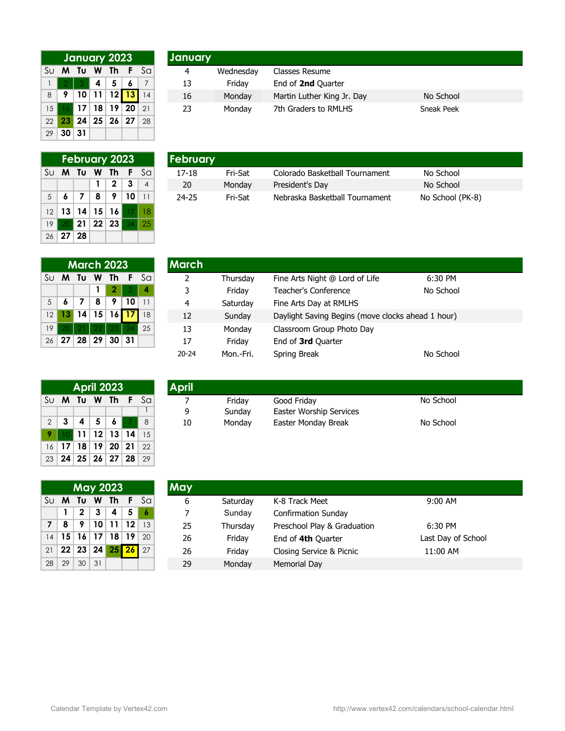## January 2023

| Su | M | Tu | W | Th | F | Sa |
|---|---|---|---|---|---|---|
| 1 | 2 | 3 | 4 | 5 | 6 | 7 |
| 8 | 9 | 10 | 11 | 12 | 13 | 14 |
| 15 | 16 | 17 | 18 | 19 | 20 | 21 |
| 22 | 23 | 24 | 25 | 26 | 27 | 28 |
| 29 | 30 | 31 | | | | |

## January

| | | | |
|---|---|---|---|
| 4 | Wednesday | Classes Resume | |
| 13 | Friday | End of **2nd** Quarter | |
| 16 | Monday | Martin Luther King Jr. Day | No School |
| 23 | Monday | 7th Graders to RMLHS | Sneak Peek |

## February 2023

| Su | M | Tu | W | Th | F | Sa |
|---|---|---|---|---|---|---|
| | | | 1 | 2 | 3 | 4 |
| 5 | 6 | 7 | 8 | 9 | 10 | 11 |
| 12 | 13 | 14 | 15 | 16 | 17 | 18 |
| 19 | 20 | 21 | 22 | 23 | 24 | 25 |
| 26 | 27 | 28 | | | | |

## February

| | | | |
|---|---|---|---|
| 17-18 | Fri-Sat | Colorado Basketball Tournament | No School |
| 20 | Monday | President's Day | No School |
| 24-25 | Fri-Sat | Nebraska Basketball Tournament | No School (PK-8) |

## March 2023

| Su | M | Tu | W | Th | F | Sa |
|---|---|---|---|---|---|---|
| | | | 1 | 2 | 3 | 4 |
| 5 | 6 | 7 | 8 | 9 | 10 | 11 |
| 12 | 13 | 14 | 15 | 16 | 17 | 18 |
| 19 | 20 | 21 | 22 | 23 | 24 | 25 |
| 26 | 27 | 28 | 29 | 30 | 31 | |

## March

| | | | |
|---|---|---|---|
| 2 | Thursday | Fine Arts Night @ Lord of Life | 6:30 PM |
| 3 | Friday | Teacher's Conference | No School |
| 4 | Saturday | Fine Arts Day at RMLHS | |
| 12 | Sunday | Daylight Saving Begins (move clocks ahead 1 hour) | |
| 13 | Monday | Classroom Group Photo Day | |
| 17 | Friday | End of **3rd** Quarter | |
| 20-24 | Mon.-Fri. | Spring Break | No School |

## April 2023

| Su | M | Tu | W | Th | F | Sa |
|---|---|---|---|---|---|---|
| | | | | | | 1 |
| 2 | 3 | 4 | 5 | 6 | 7 | 8 |
| 9 | 10 | 11 | 12 | 13 | 14 | 15 |
| 16 | 17 | 18 | 19 | 20 | 21 | 22 |
| 23 | 24 | 25 | 26 | 27 | 28 | 29 |

## April

| | | | |
|---|---|---|---|
| 7 | Friday | Good Friday | No School |
| 9 | Sunday | Easter Worship Services | |
| 10 | Monday | Easter Monday Break | No School |

## May 2023

| Su | M | Tu | W | Th | F | Sa |
|---|---|---|---|---|---|---|
| | 1 | 2 | 3 | 4 | 5 | 6 |
| 7 | 8 | 9 | 10 | 11 | 12 | 13 |
| 14 | 15 | 16 | 17 | 18 | 19 | 20 |
| 21 | 22 | 23 | 24 | 25 | 26 | 27 |
| 28 | 29 | 30 | 31 | | | |

## May

| | | | |
|---|---|---|---|
| 6 | Saturday | K-8 Track Meet | 9:00 AM |
| 7 | Sunday | Confirmation Sunday | |
| 25 | Thursday | Preschool Play & Graduation | 6:30 PM |
| 26 | Friday | End of **4th** Quarter | Last Day of School |
| 26 | Friday | Closing Service & Picnic | 11:00 AM |
| 29 | Monday | Memorial Day | |

Calendar Template by Vertex42.com

http://www.vertex42.com/calendars/school-calendar.html